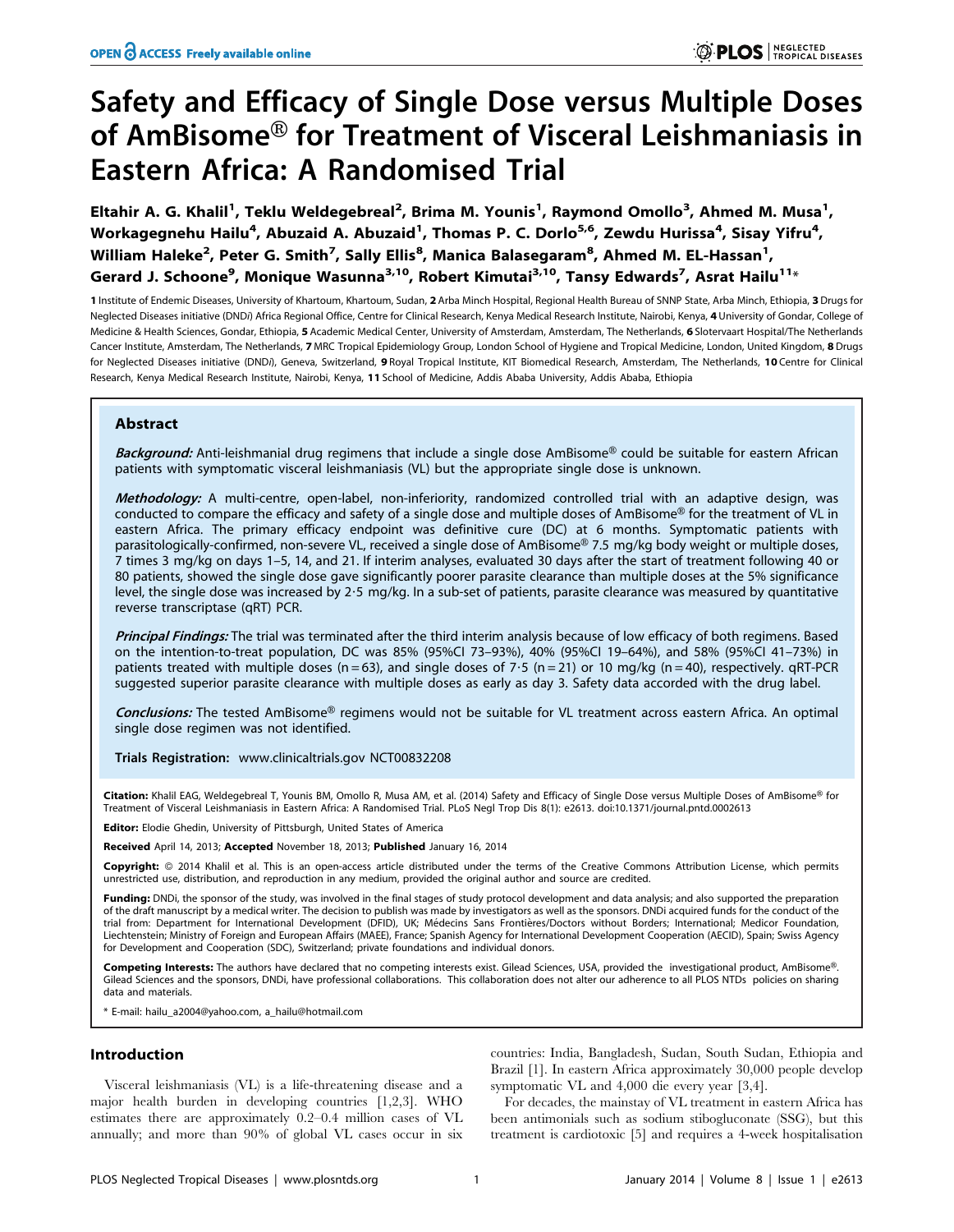# Safety and Efficacy of Single Dose versus Multiple Doses of AmBisome® for Treatment of Visceral Leishmaniasis in Eastern Africa: A Randomised Trial

Eltahir A. G. Khalil[1], Teklu Weldegebreal[2], Brima M. Younis[1], Raymond Omollo[3], Ahmed M. Musa[1], Workagegnehu Hailu[4], Abuzaid A. Abuzaid[1], Thomas P. C. Dorlo[5,6], Zewdu Hurissa[4], Sisay Yifru[4], William Haleke[2], Peter G. Smith[7], Sally Ellis[8], Manica Balasegaram[8], Ahmed M. EL-Hassan[1], Gerard J. Schoone[9], Monique Wasunna[3,10], Robert Kimutai[3,10], Tansy Edwards[7], Asrat Hailu[11]*

1 Institute of Endemic Diseases, University of Khartoum, Khartoum, Sudan, 2 Arba Minch Hospital, Regional Health Bureau of SNNP State, Arba Minch, Ethiopia, 3 Drugs for Neglected Diseases initiative (DND*i*) Africa Regional Office, Centre for Clinical Research, Kenya Medical Research Institute, Nairobi, Kenya, 4 University of Gondar, College of Medicine & Health Sciences, Gondar, Ethiopia, 5 Academic Medical Center, University of Amsterdam, Amsterdam, The Netherlands, 6 Slotervaart Hospital/The Netherlands Cancer Institute, Amsterdam, The Netherlands, 7 MRC Tropical Epidemiology Group, London School of Hygiene and Tropical Medicine, London, United Kingdom, 8 Drugs for Neglected Diseases initiative (DND*i*), Geneva, Switzerland, 9 Royal Tropical Institute, KIT Biomedical Research, Amsterdam, The Netherlands, 10 Centre for Clinical Research, Kenya Medical Research Institute, Nairobi, Kenya, 11 School of Medicine, Addis Ababa University, Addis Ababa, Ethiopia

## Abstract

***Background:*** Anti-leishmanial drug regimens that include a single dose AmBisome® could be suitable for eastern African patients with symptomatic visceral leishmaniasis (VL) but the appropriate single dose is unknown.

***Methodology:*** A multi-centre, open-label, non-inferiority, randomized controlled trial with an adaptive design, was conducted to compare the efficacy and safety of a single dose and multiple doses of AmBisome® for the treatment of VL in eastern Africa. The primary efficacy endpoint was definitive cure (DC) at 6 months. Symptomatic patients with parasitologically-confirmed, non-severe VL, received a single dose of AmBisome® 7.5 mg/kg body weight or multiple doses, 7 times 3 mg/kg on days 1–5, 14, and 21. If interim analyses, evaluated 30 days after the start of treatment following 40 or 80 patients, showed the single dose gave significantly poorer parasite clearance than multiple doses at the 5% significance level, the single dose was increased by 2·5 mg/kg. In a sub-set of patients, parasite clearance was measured by quantitative reverse transcriptase (qRT) PCR.

***Principal Findings:*** The trial was terminated after the third interim analysis because of low efficacy of both regimens. Based on the intention-to-treat population, DC was 85% (95%CI 73–93%), 40% (95%CI 19–64%), and 58% (95%CI 41–73%) in patients treated with multiple doses (n = 63), and single doses of 7·5 (n = 21) or 10 mg/kg (n = 40), respectively. qRT-PCR suggested superior parasite clearance with multiple doses as early as day 3. Safety data accorded with the drug label.

***Conclusions:*** The tested AmBisome® regimens would not be suitable for VL treatment across eastern Africa. An optimal single dose regimen was not identified.

**Trials Registration:** www.clinicaltrials.gov NCT00832208

**Citation:** Khalil EAG, Weldegebreal T, Younis BM, Omollo R, Musa AM, et al. (2014) Safety and Efficacy of Single Dose versus Multiple Doses of AmBisome® for Treatment of Visceral Leishmaniasis in Eastern Africa: A Randomised Trial. PLoS Negl Trop Dis 8(1): e2613. doi:10.1371/journal.pntd.0002613

**Editor:** Elodie Ghedin, University of Pittsburgh, United States of America

**Received** April 14, 2013; **Accepted** November 18, 2013; **Published** January 16, 2014

**Copyright:** © 2014 Khalil et al. This is an open-access article distributed under the terms of the Creative Commons Attribution License, which permits unrestricted use, distribution, and reproduction in any medium, provided the original author and source are credited.

**Funding:** DNDi, the sponsor of the study, was involved in the final stages of study protocol development and data analysis; and also supported the preparation of the draft manuscript by a medical writer. The decision to publish was made by investigators as well as the sponsors. DNDi acquired funds for the conduct of the trial from: Department for International Development (DFID), UK; Médecins Sans Frontières/Doctors without Borders; International; Medicor Foundation, Liechtenstein; Ministry of Foreign and European Affairs (MAEE), France; Spanish Agency for International Development Cooperation (AECID), Spain; Swiss Agency for Development and Cooperation (SDC), Switzerland; private foundations and individual donors.

**Competing Interests:** The authors have declared that no competing interests exist. Gilead Sciences, USA, provided the investigational product, AmBisome®. Gilead Sciences and the sponsors, DNDi, have professional collaborations. This collaboration does not alter our adherence to all PLOS NTDs policies on sharing data and materials.

\* E-mail: hailu_a2004@yahoo.com, a_hailu@hotmail.com

## Introduction

Visceral leishmaniasis (VL) is a life-threatening disease and a major health burden in developing countries [1,2,3]. WHO estimates there are approximately 0.2–0.4 million cases of VL annually; and more than 90% of global VL cases occur in six countries: India, Bangladesh, Sudan, South Sudan, Ethiopia and Brazil [1]. In eastern Africa approximately 30,000 people develop symptomatic VL and 4,000 die every year [3,4].

For decades, the mainstay of VL treatment in eastern Africa has been antimonials such as sodium stibogluconate (SSG), but this treatment is cardiotoxic [5] and requires a 4-week hospitalisation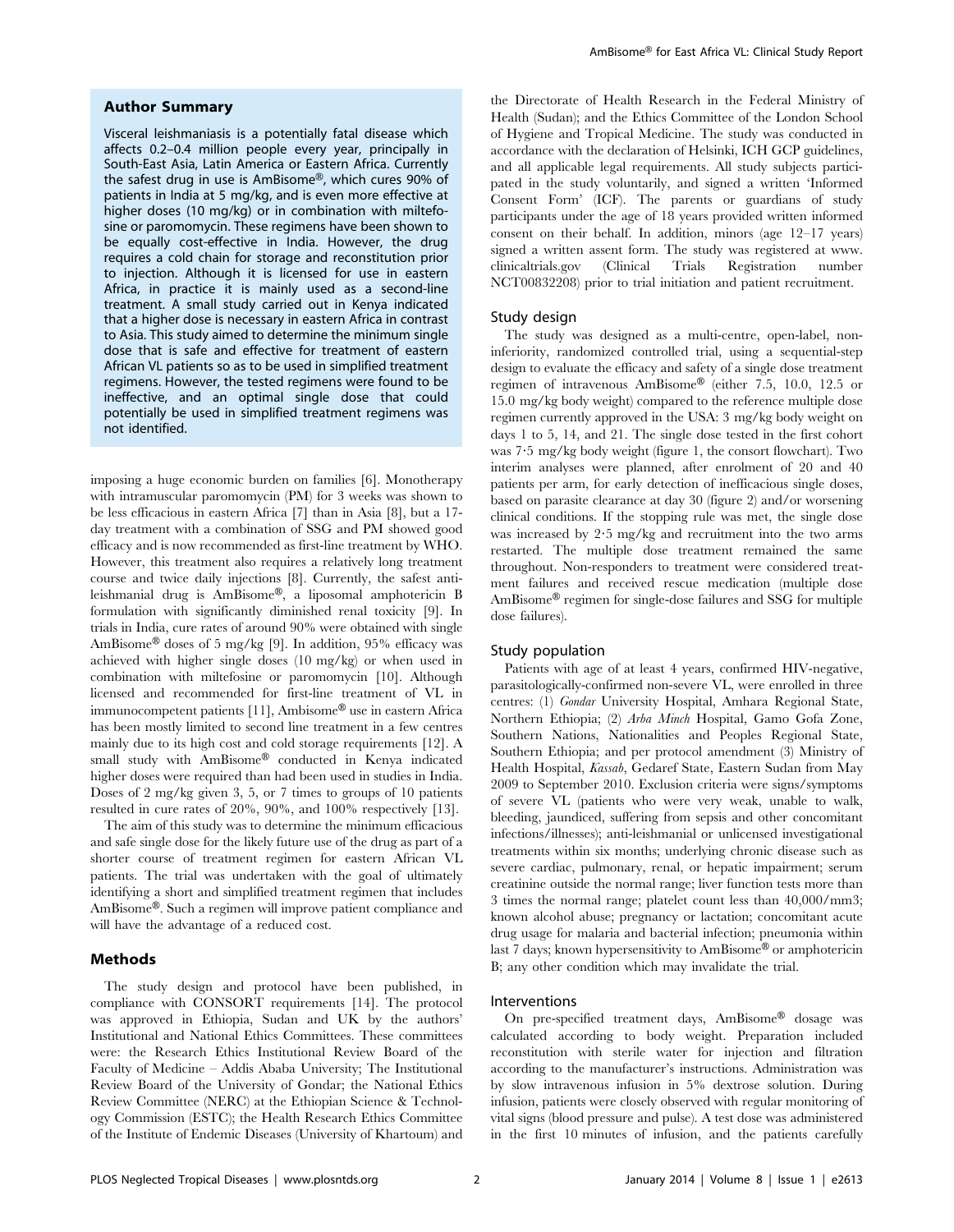## Author Summary

Visceral leishmaniasis is a potentially fatal disease which affects 0.2–0.4 million people every year, principally in South-East Asia, Latin America or Eastern Africa. Currently the safest drug in use is AmBisome®, which cures 90% of patients in India at 5 mg/kg, and is even more effective at higher doses (10 mg/kg) or in combination with miltefosine or paromomycin. These regimens have been shown to be equally cost-effective in India. However, the drug requires a cold chain for storage and reconstitution prior to injection. Although it is licensed for use in eastern Africa, in practice it is mainly used as a second-line treatment. A small study carried out in Kenya indicated that a higher dose is necessary in eastern Africa in contrast to Asia. This study aimed to determine the minimum single dose that is safe and effective for treatment of eastern African VL patients so as to be used in simplified treatment regimens. However, the tested regimens were found to be ineffective, and an optimal single dose that could potentially be used in simplified treatment regimens was not identified.

imposing a huge economic burden on families [6]. Monotherapy with intramuscular paromomycin (PM) for 3 weeks was shown to be less efficacious in eastern Africa [7] than in Asia [8], but a 17-day treatment with a combination of SSG and PM showed good efficacy and is now recommended as first-line treatment by WHO. However, this treatment also requires a relatively long treatment course and twice daily injections [8]. Currently, the safest anti-leishmanial drug is AmBisome®, a liposomal amphotericin B formulation with significantly diminished renal toxicity [9]. In trials in India, cure rates of around 90% were obtained with single AmBisome® doses of 5 mg/kg [9]. In addition, 95% efficacy was achieved with higher single doses (10 mg/kg) or when used in combination with miltefosine or paromomycin [10]. Although licensed and recommended for first-line treatment of VL in immunocompetent patients [11], Ambisome® use in eastern Africa has been mostly limited to second line treatment in a few centres mainly due to its high cost and cold storage requirements [12]. A small study with AmBisome® conducted in Kenya indicated higher doses were required than had been used in studies in India. Doses of 2 mg/kg given 3, 5, or 7 times to groups of 10 patients resulted in cure rates of 20%, 90%, and 100% respectively [13].

The aim of this study was to determine the minimum efficacious and safe single dose for the likely future use of the drug as part of a shorter course of treatment regimen for eastern African VL patients. The trial was undertaken with the goal of ultimately identifying a short and simplified treatment regimen that includes AmBisome®. Such a regimen will improve patient compliance and will have the advantage of a reduced cost.

## Methods

The study design and protocol have been published, in compliance with CONSORT requirements [14]. The protocol was approved in Ethiopia, Sudan and UK by the authors' Institutional and National Ethics Committees. These committees were: the Research Ethics Institutional Review Board of the Faculty of Medicine – Addis Ababa University; The Institutional Review Board of the University of Gondar; the National Ethics Review Committee (NERC) at the Ethiopian Science & Technology Commission (ESTC); the Health Research Ethics Committee of the Institute of Endemic Diseases (University of Khartoum) and the Directorate of Health Research in the Federal Ministry of Health (Sudan); and the Ethics Committee of the London School of Hygiene and Tropical Medicine. The study was conducted in accordance with the declaration of Helsinki, ICH GCP guidelines, and all applicable legal requirements. All study subjects participated in the study voluntarily, and signed a written 'Informed Consent Form' (ICF). The parents or guardians of study participants under the age of 18 years provided written informed consent on their behalf. In addition, minors (age 12–17 years) signed a written assent form. The study was registered at www.clinicaltrials.gov (Clinical Trials Registration number NCT00832208) prior to trial initiation and patient recruitment.

### Study design

The study was designed as a multi-centre, open-label, non-inferiority, randomized controlled trial, using a sequential-step design to evaluate the efficacy and safety of a single dose treatment regimen of intravenous AmBisome® (either 7.5, 10.0, 12.5 or 15.0 mg/kg body weight) compared to the reference multiple dose regimen currently approved in the USA: 3 mg/kg body weight on days 1 to 5, 14, and 21. The single dose tested in the first cohort was 7·5 mg/kg body weight (figure 1, the consort flowchart). Two interim analyses were planned, after enrolment of 20 and 40 patients per arm, for early detection of inefficacious single doses, based on parasite clearance at day 30 (figure 2) and/or worsening clinical conditions. If the stopping rule was met, the single dose was increased by 2·5 mg/kg and recruitment into the two arms restarted. The multiple dose treatment remained the same throughout. Non-responders to treatment were considered treatment failures and received rescue medication (multiple dose AmBisome® regimen for single-dose failures and SSG for multiple dose failures).

### Study population

Patients with age of at least 4 years, confirmed HIV-negative, parasitologically-confirmed non-severe VL, were enrolled in three centres: (1) *Gondar* University Hospital, Amhara Regional State, Northern Ethiopia; (2) *Arba Minch* Hospital, Gamo Gofa Zone, Southern Nations, Nationalities and Peoples Regional State, Southern Ethiopia; and per protocol amendment (3) Ministry of Health Hospital, *Kassab*, Gedaref State, Eastern Sudan from May 2009 to September 2010. Exclusion criteria were signs/symptoms of severe VL (patients who were very weak, unable to walk, bleeding, jaundiced, suffering from sepsis and other concomitant infections/illnesses); anti-leishmanial or unlicensed investigational treatments within six months; underlying chronic disease such as severe cardiac, pulmonary, renal, or hepatic impairment; serum creatinine outside the normal range; liver function tests more than 3 times the normal range; platelet count less than 40,000/mm3; known alcohol abuse; pregnancy or lactation; concomitant acute drug usage for malaria and bacterial infection; pneumonia within last 7 days; known hypersensitivity to AmBisome® or amphotericin B; any other condition which may invalidate the trial.

### Interventions

On pre-specified treatment days, AmBisome® dosage was calculated according to body weight. Preparation included reconstitution with sterile water for injection and filtration according to the manufacturer's instructions. Administration was by slow intravenous infusion in 5% dextrose solution. During infusion, patients were closely observed with regular monitoring of vital signs (blood pressure and pulse). A test dose was administered in the first 10 minutes of infusion, and the patients carefully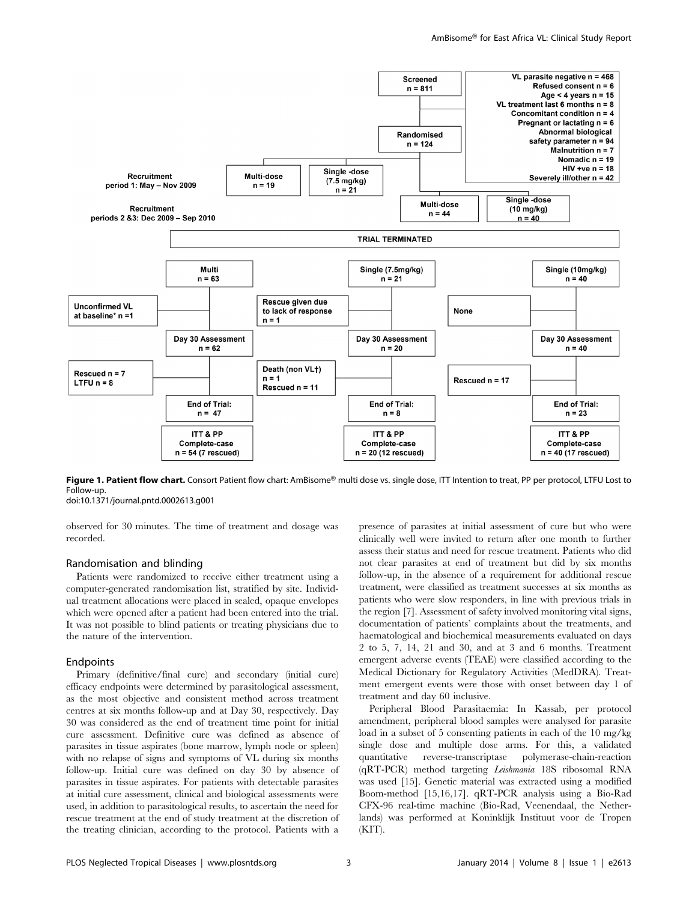**Figure 1. Patient flow chart.** Consort Patient flow chart: AmBisome® multi dose vs. single dose, ITT Intention to treat, PP per protocol, LTFU Lost to Follow-up.
doi:10.1371/journal.pntd.0002613.g001

observed for 30 minutes. The time of treatment and dosage was recorded.

## Randomisation and blinding

Patients were randomized to receive either treatment using a computer-generated randomisation list, stratified by site. Individual treatment allocations were placed in sealed, opaque envelopes which were opened after a patient had been entered into the trial. It was not possible to blind patients or treating physicians due to the nature of the intervention.

## Endpoints

Primary (definitive/final cure) and secondary (initial cure) efficacy endpoints were determined by parasitological assessment, as the most objective and consistent method across treatment centres at six months follow-up and at Day 30, respectively. Day 30 was considered as the end of treatment time point for initial cure assessment. Definitive cure was defined as absence of parasites in tissue aspirates (bone marrow, lymph node or spleen) with no relapse of signs and symptoms of VL during six months follow-up. Initial cure was defined on day 30 by absence of parasites in tissue aspirates. For patients with detectable parasites at initial cure assessment, clinical and biological assessments were used, in addition to parasitological results, to ascertain the need for rescue treatment at the end of study treatment at the discretion of the treating clinician, according to the protocol. Patients with a presence of parasites at initial assessment of cure but who were clinically well were invited to return after one month to further assess their status and need for rescue treatment. Patients who did not clear parasites at end of treatment but did by six months follow-up, in the absence of a requirement for additional rescue treatment, were classified as treatment successes at six months as patients who were slow responders, in line with previous trials in the region [7]. Assessment of safety involved monitoring vital signs, documentation of patients' complaints about the treatments, and haematological and biochemical measurements evaluated on days 2 to 5, 7, 14, 21 and 30, and at 3 and 6 months. Treatment emergent adverse events (TEAE) were classified according to the Medical Dictionary for Regulatory Activities (MedDRA). Treatment emergent events were those with onset between day 1 of treatment and day 60 inclusive.

Peripheral Blood Parasitaemia: In Kassab, per protocol amendment, peripheral blood samples were analysed for parasite load in a subset of 5 consenting patients in each of the 10 mg/kg single dose and multiple dose arms. For this, a validated quantitative reverse-transcriptase polymerase-chain-reaction (qRT-PCR) method targeting *Leishmania* 18S ribosomal RNA was used [15]. Genetic material was extracted using a modified Boom-method [15,16,17]. qRT-PCR analysis using a Bio-Rad CFX-96 real-time machine (Bio-Rad, Veenendaal, the Netherlands) was performed at Koninklijk Instituut voor de Tropen (KIT).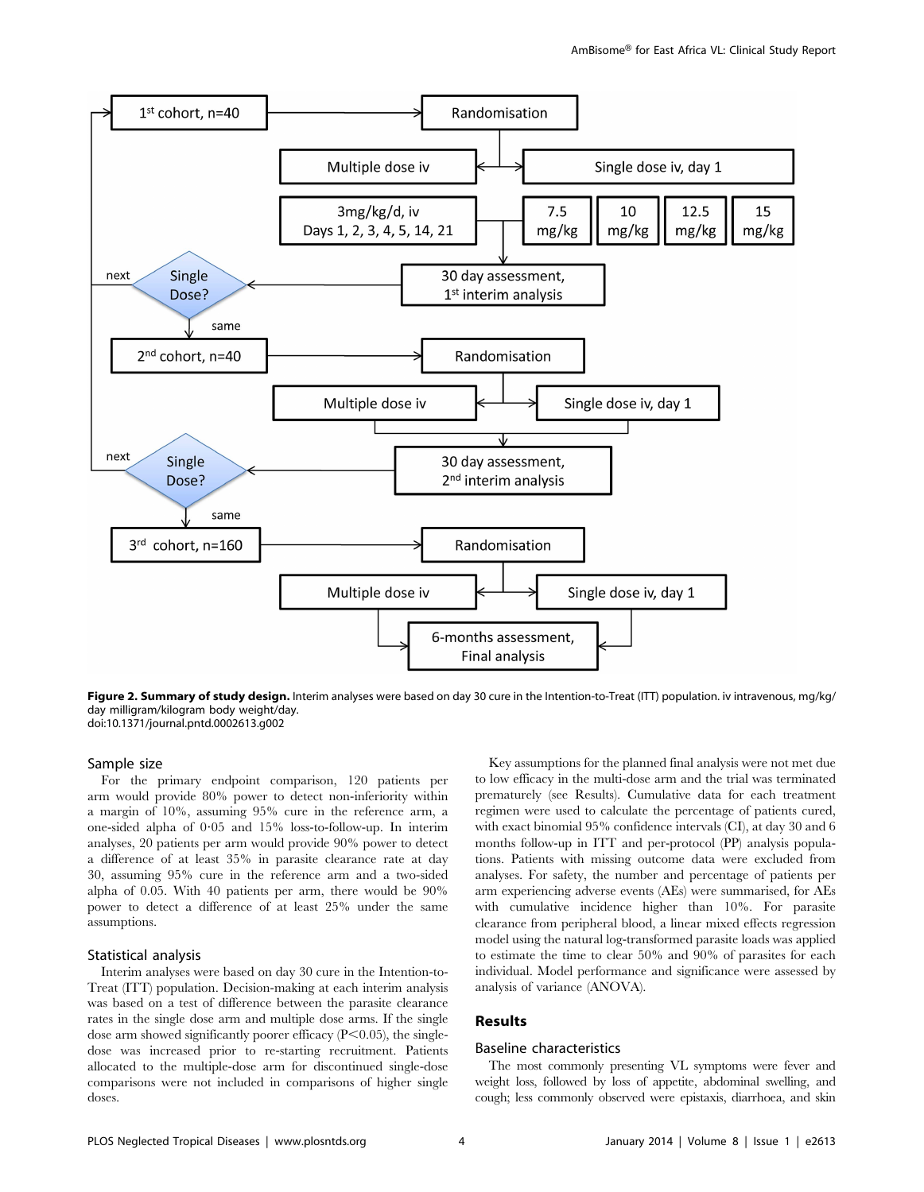**Figure 2. Summary of study design.** Interim analyses were based on day 30 cure in the Intention-to-Treat (ITT) population. iv intravenous, mg/kg/day milligram/kilogram body weight/day.
doi:10.1371/journal.pntd.0002613.g002

### Sample size

For the primary endpoint comparison, 120 patients per arm would provide 80% power to detect non-inferiority within a margin of 10%, assuming 95% cure in the reference arm, a one-sided alpha of 0·05 and 15% loss-to-follow-up. In interim analyses, 20 patients per arm would provide 90% power to detect a difference of at least 35% in parasite clearance rate at day 30, assuming 95% cure in the reference arm and a two-sided alpha of 0.05. With 40 patients per arm, there would be 90% power to detect a difference of at least 25% under the same assumptions.

### Statistical analysis

Interim analyses were based on day 30 cure in the Intention-to-Treat (ITT) population. Decision-making at each interim analysis was based on a test of difference between the parasite clearance rates in the single dose arm and multiple dose arms. If the single dose arm showed significantly poorer efficacy ($P<0.05$), the single-dose was increased prior to re-starting recruitment. Patients allocated to the multiple-dose arm for discontinued single-dose comparisons were not included in comparisons of higher single doses.

Key assumptions for the planned final analysis were not met due to low efficacy in the multi-dose arm and the trial was terminated prematurely (see Results). Cumulative data for each treatment regimen were used to calculate the percentage of patients cured, with exact binomial 95% confidence intervals (CI), at day 30 and 6 months follow-up in ITT and per-protocol (PP) analysis populations. Patients with missing outcome data were excluded from analyses. For safety, the number and percentage of patients per arm experiencing adverse events (AEs) were summarised, for AEs with cumulative incidence higher than 10%. For parasite clearance from peripheral blood, a linear mixed effects regression model using the natural log-transformed parasite loads was applied to estimate the time to clear 50% and 90% of parasites for each individual. Model performance and significance were assessed by analysis of variance (ANOVA).

## Results

### Baseline characteristics

The most commonly presenting VL symptoms were fever and weight loss, followed by loss of appetite, abdominal swelling, and cough; less commonly observed were epistaxis, diarrhoea, and skin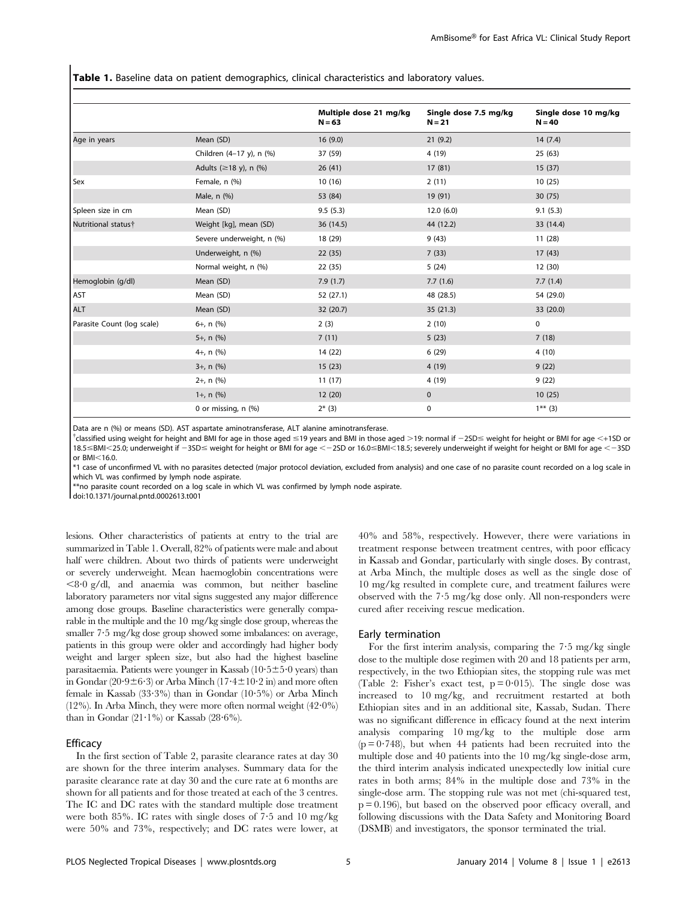**Table 1.** Baseline data on patient demographics, clinical characteristics and laboratory values.

| | | Multiple dose 21 mg/kg N = 63 | Single dose 7.5 mg/kg N = 21 | Single dose 10 mg/kg N = 40 |
|---|---|---|---|---|
| Age in years | Mean (SD) | 16 (9.0) | 21 (9.2) | 14 (7.4) |
| | Children (4–17 y), n (%) | 37 (59) | 4 (19) | 25 (63) |
| | Adults (≥18 y), n (%) | 26 (41) | 17 (81) | 15 (37) |
| Sex | Female, n (%) | 10 (16) | 2 (11) | 10 (25) |
| | Male, n (%) | 53 (84) | 19 (91) | 30 (75) |
| Spleen size in cm | Mean (SD) | 9.5 (5.3) | 12.0 (6.0) | 9.1 (5.3) |
| Nutritional status† | Weight [kg], mean (SD) | 36 (14.5) | 44 (12.2) | 33 (14.4) |
| | Severe underweight, n (%) | 18 (29) | 9 (43) | 11 (28) |
| | Underweight, n (%) | 22 (35) | 7 (33) | 17 (43) |
| | Normal weight, n (%) | 22 (35) | 5 (24) | 12 (30) |
| Hemoglobin (g/dl) | Mean (SD) | 7.9 (1.7) | 7.7 (1.6) | 7.7 (1.4) |
| AST | Mean (SD) | 52 (27.1) | 48 (28.5) | 54 (29.0) |
| ALT | Mean (SD) | 32 (20.7) | 35 (21.3) | 33 (20.0) |
| Parasite Count (log scale) | 6+, n (%) | 2 (3) | 2 (10) | 0 |
| | 5+, n (%) | 7 (11) | 5 (23) | 7 (18) |
| | 4+, n (%) | 14 (22) | 6 (29) | 4 (10) |
| | 3+, n (%) | 15 (23) | 4 (19) | 9 (22) |
| | 2+, n (%) | 11 (17) | 4 (19) | 9 (22) |
| | 1+, n (%) | 12 (20) | 0 | 10 (25) |
| | 0 or missing, n (%) | 2* (3) | 0 | 1** (3) |

Data are n (%) or means (SD). AST aspartate aminotransferase, ALT alanine aminotransferase.

†classified using weight for height and BMI for age in those aged ≤19 years and BMI in those aged >19: normal if −2SD≤ weight for height or BMI for age <+1SD or 18.5≤BMI<25.0; underweight if −3SD≤ weight for height or BMI for age <−2SD or 16.0≤BMI<18.5; severely underweight if weight for height or BMI for age <−3SD or BMI<16.0.

*1 case of unconfirmed VL with no parasites detected (major protocol deviation, excluded from analysis) and one case of no parasite count recorded on a log scale in which VL was confirmed by lymph node aspirate.

**no parasite count recorded on a log scale in which VL was confirmed by lymph node aspirate.

doi:10.1371/journal.pntd.0002613.t001

lesions. Other characteristics of patients at entry to the trial are summarized in Table 1. Overall, 82% of patients were male and about half were children. About two thirds of patients were underweight or severely underweight. Mean haemoglobin concentrations were <8·0 g/dl, and anaemia was common, but neither baseline laboratory parameters nor vital signs suggested any major difference among dose groups. Baseline characteristics were generally comparable in the multiple and the 10 mg/kg single dose group, whereas the smaller 7·5 mg/kg dose group showed some imbalances: on average, patients in this group were older and accordingly had higher body weight and larger spleen size, but also had the highest baseline parasitaemia. Patients were younger in Kassab (10·5±5·0 years) than in Gondar (20·9±6·3) or Arba Minch (17·4±10·2 in) and more often female in Kassab (33·3%) than in Gondar (10·5%) or Arba Minch (12%). In Arba Minch, they were more often normal weight (42·0%) than in Gondar (21·1%) or Kassab (28·6%).

## Efficacy

In the first section of Table 2, parasite clearance rates at day 30 are shown for the three interim analyses. Summary data for the parasite clearance rate at day 30 and the cure rate at 6 months are shown for all patients and for those treated at each of the 3 centres. The IC and DC rates with the standard multiple dose treatment were both 85%. IC rates with single doses of 7·5 and 10 mg/kg were 50% and 73%, respectively; and DC rates were lower, at 40% and 58%, respectively. However, there were variations in treatment response between treatment centres, with poor efficacy in Kassab and Gondar, particularly with single doses. By contrast, at Arba Minch, the multiple doses as well as the single dose of 10 mg/kg resulted in complete cure, and treatment failures were observed with the 7·5 mg/kg dose only. All non-responders were cured after receiving rescue medication.

## Early termination

For the first interim analysis, comparing the 7·5 mg/kg single dose to the multiple dose regimen with 20 and 18 patients per arm, respectively, in the two Ethiopian sites, the stopping rule was met (Table 2: Fisher's exact test, $p = 0·015$). The single dose was increased to 10 mg/kg, and recruitment restarted at both Ethiopian sites and in an additional site, Kassab, Sudan. There was no significant difference in efficacy found at the next interim analysis comparing 10 mg/kg to the multiple dose arm ($p = 0·748$), but when 44 patients had been recruited into the multiple dose and 40 patients into the 10 mg/kg single-dose arm, the third interim analysis indicated unexpectedly low initial cure rates in both arms; 84% in the multiple dose and 73% in the single-dose arm. The stopping rule was not met (chi-squared test, $p = 0.196$), but based on the observed poor efficacy overall, and following discussions with the Data Safety and Monitoring Board (DSMB) and investigators, the sponsor terminated the trial.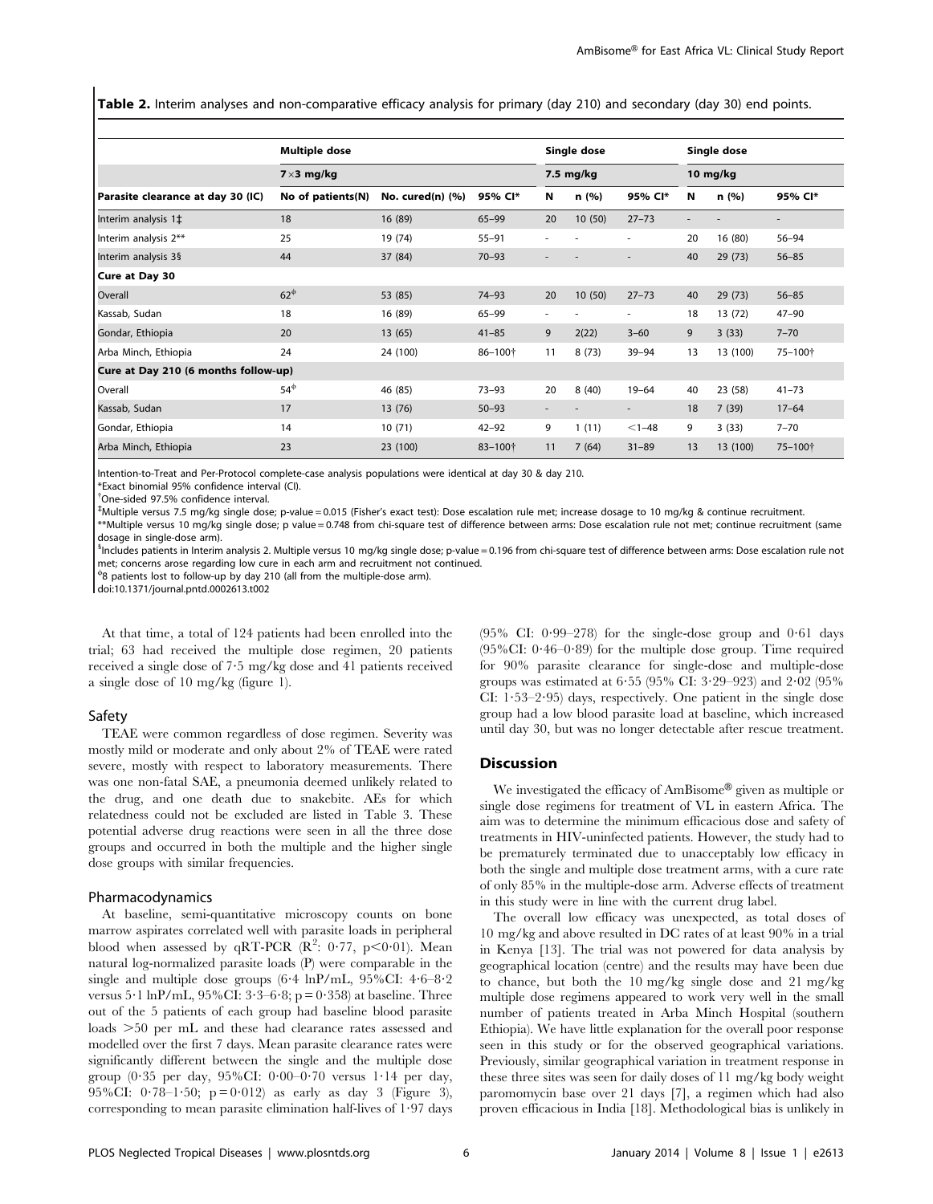**Table 2.** Interim analyses and non-comparative efficacy analysis for primary (day 210) and secondary (day 30) end points.

| | Multiple dose | | | Single dose | | | Single dose | | |
|---|---|---|---|---|---|---|---|---|---|
| | 7×3 mg/kg | | | 7.5 mg/kg | | | 10 mg/kg | | |
| Parasite clearance at day 30 (IC) | No of patients(N) | No. cured(n) (%) | 95% CI* | N | n (%) | 95% CI* | N | n (%) | 95% CI* |
| Interim analysis 1‡ | 18 | 16 (89) | 65–99 | 20 | 10 (50) | 27–73 | - | - | - |
| Interim analysis 2** | 25 | 19 (74) | 55–91 | - | - | - | 20 | 16 (80) | 56–94 |
| Interim analysis 3§ | 44 | 37 (84) | 70–93 | - | - | - | 40 | 29 (73) | 56–85 |
| **Cure at Day 30** | | | | | | | | | |
| Overall | 62[Φ] | 53 (85) | 74–93 | 20 | 10 (50) | 27–73 | 40 | 29 (73) | 56–85 |
| Kassab, Sudan | 18 | 16 (89) | 65–99 | - | - | - | 18 | 13 (72) | 47–90 |
| Gondar, Ethiopia | 20 | 13 (65) | 41–85 | 9 | 2(22) | 3–60 | 9 | 3 (33) | 7–70 |
| Arba Minch, Ethiopia | 24 | 24 (100) | 86–100† | 11 | 8 (73) | 39–94 | 13 | 13 (100) | 75–100† |
| **Cure at Day 210 (6 months follow-up)** | | | | | | | | | |
| Overall | 54[Φ] | 46 (85) | 73–93 | 20 | 8 (40) | 19–64 | 40 | 23 (58) | 41–73 |
| Kassab, Sudan | 17 | 13 (76) | 50–93 | - | - | - | 18 | 7 (39) | 17–64 |
| Gondar, Ethiopia | 14 | 10 (71) | 42–92 | 9 | 1 (11) | <1–48 | 9 | 3 (33) | 7–70 |
| Arba Minch, Ethiopia | 23 | 23 (100) | 83–100† | 11 | 7 (64) | 31–89 | 13 | 13 (100) | 75–100† |

Intention-to-Treat and Per-Protocol complete-case analysis populations were identical at day 30 & day 210.
*Exact binomial 95% confidence interval (CI).
†One-sided 97.5% confidence interval.
‡Multiple versus 7.5 mg/kg single dose; p-value = 0.015 (Fisher's exact test): Dose escalation rule met; increase dosage to 10 mg/kg & continue recruitment.
**Multiple versus 10 mg/kg single dose; p value = 0.748 from chi-square test of difference between arms: Dose escalation rule not met; continue recruitment (same dosage in single-dose arm).
§Includes patients in Interim analysis 2. Multiple versus 10 mg/kg single dose; p-value = 0.196 from chi-square test of difference between arms: Dose escalation rule not met; concerns arose regarding low cure in each arm and recruitment not continued.
Φ8 patients lost to follow-up by day 210 (all from the multiple-dose arm).
doi:10.1371/journal.pntd.0002613.t002

At that time, a total of 124 patients had been enrolled into the trial; 63 had received the multiple dose regimen, 20 patients received a single dose of 7·5 mg/kg dose and 41 patients received a single dose of 10 mg/kg (figure 1).

### Safety

TEAE were common regardless of dose regimen. Severity was mostly mild or moderate and only about 2% of TEAE were rated severe, mostly with respect to laboratory measurements. There was one non-fatal SAE, a pneumonia deemed unlikely related to the drug, and one death due to snakebite. AEs for which relatedness could not be excluded are listed in Table 3. These potential adverse drug reactions were seen in all the three dose groups and occurred in both the multiple and the higher single dose groups with similar frequencies.

### Pharmacodynamics

At baseline, semi-quantitative microscopy counts on bone marrow aspirates correlated well with parasite loads in peripheral blood when assessed by qRT-PCR ($R^2$: 0·77, $p<0·01$). Mean natural log-normalized parasite loads (P) were comparable in the single and multiple dose groups (6·4 lnP/mL, 95%CI: 4·6–8·2 versus 5·1 lnP/mL, 95%CI: 3·3–6·8; $p = 0·358$) at baseline. Three out of the 5 patients of each group had baseline blood parasite loads >50 per mL and these had clearance rates assessed and modelled over the first 7 days. Mean parasite clearance rates were significantly different between the single and the multiple dose group (0·35 per day, 95%CI: 0·00–0·70 versus 1·14 per day, 95%CI: 0·78–1·50; $p = 0·012$) as early as day 3 (Figure 3), corresponding to mean parasite elimination half-lives of 1·97 days (95% CI: 0·99–278) for the single-dose group and 0·61 days (95%CI: 0·46–0·89) for the multiple dose group. Time required for 90% parasite clearance for single-dose and multiple-dose groups was estimated at 6·55 (95% CI: 3·29–923) and 2·02 (95% CI: 1·53–2·95) days, respectively. One patient in the single dose group had a low blood parasite load at baseline, which increased until day 30, but was no longer detectable after rescue treatment.

## Discussion

We investigated the efficacy of AmBisome® given as multiple or single dose regimens for treatment of VL in eastern Africa. The aim was to determine the minimum efficacious dose and safety of treatments in HIV-uninfected patients. However, the study had to be prematurely terminated due to unacceptably low efficacy in both the single and multiple dose treatment arms, with a cure rate of only 85% in the multiple-dose arm. Adverse effects of treatment in this study were in line with the current drug label.

The overall low efficacy was unexpected, as total doses of 10 mg/kg and above resulted in DC rates of at least 90% in a trial in Kenya [13]. The trial was not powered for data analysis by geographical location (centre) and the results may have been due to chance, but both the 10 mg/kg single dose and 21 mg/kg multiple dose regimens appeared to work very well in the small number of patients treated in Arba Minch Hospital (southern Ethiopia). We have little explanation for the overall poor response seen in this study or for the observed geographical variations. Previously, similar geographical variation in treatment response in these three sites was seen for daily doses of 11 mg/kg body weight paromomycin base over 21 days [7], a regimen which had also proven efficacious in India [18]. Methodological bias is unlikely in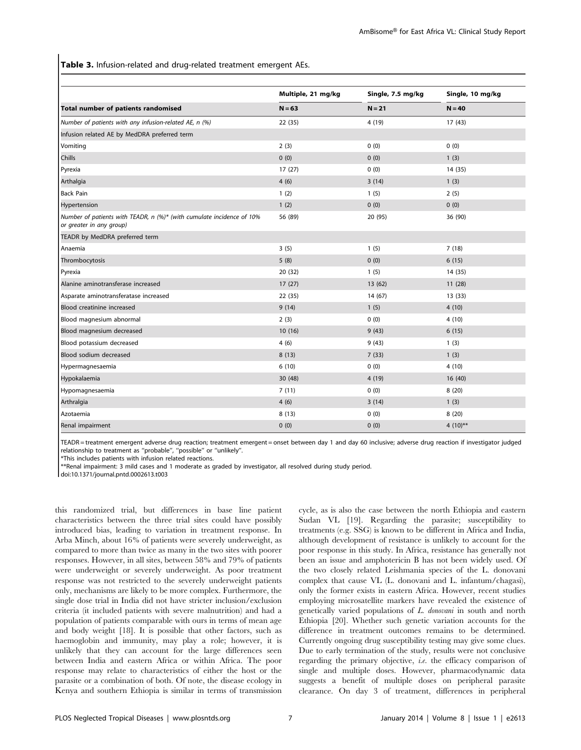**Table 3.** Infusion-related and drug-related treatment emergent AEs.

| | Multiple, 21 mg/kg | Single, 7.5 mg/kg | Single, 10 mg/kg |
|---|---|---|---|
| **Total number of patients randomised** | **N = 63** | **N = 21** | **N = 40** |
| *Number of patients with any infusion-related AE, n (%)* | 22 (35) | 4 (19) | 17 (43) |
| Infusion related AE by MedDRA preferred term | | | |
| Vomiting | 2 (3) | 0 (0) | 0 (0) |
| Chills | 0 (0) | 0 (0) | 1 (3) |
| Pyrexia | 17 (27) | 0 (0) | 14 (35) |
| Arthalgia | 4 (6) | 3 (14) | 1 (3) |
| Back Pain | 1 (2) | 1 (5) | 2 (5) |
| Hypertension | 1 (2) | 0 (0) | 0 (0) |
| *Number of patients with TEADR, n (%)\* (with cumulate incidence of 10% or greater in any group)* | 56 (89) | 20 (95) | 36 (90) |
| TEADR by MedDRA preferred term | | | |
| Anaemia | 3 (5) | 1 (5) | 7 (18) |
| Thrombocytosis | 5 (8) | 0 (0) | 6 (15) |
| Pyrexia | 20 (32) | 1 (5) | 14 (35) |
| Alanine aminotransferase increased | 17 (27) | 13 (62) | 11 (28) |
| Asparate aminotransferatase increased | 22 (35) | 14 (67) | 13 (33) |
| Blood creatinine increased | 9 (14) | 1 (5) | 4 (10) |
| Blood magnesium abnormal | 2 (3) | 0 (0) | 4 (10) |
| Blood magnesium decreased | 10 (16) | 9 (43) | 6 (15) |
| Blood potassium decreased | 4 (6) | 9 (43) | 1 (3) |
| Blood sodium decreased | 8 (13) | 7 (33) | 1 (3) |
| Hypermagnesaemia | 6 (10) | 0 (0) | 4 (10) |
| Hypokalaemia | 30 (48) | 4 (19) | 16 (40) |
| Hypomagnesaemia | 7 (11) | 0 (0) | 8 (20) |
| Arthralgia | 4 (6) | 3 (14) | 1 (3) |
| Azotaemia | 8 (13) | 0 (0) | 8 (20) |
| Renal impairment | 0 (0) | 0 (0) | 4 (10)** |

TEADR = treatment emergent adverse drug reaction; treatment emergent = onset between day 1 and day 60 inclusive; adverse drug reaction if investigator judged relationship to treatment as "probable", "possible" or "unlikely".

*This includes patients with infusion related reactions.

**Renal impairment: 3 mild cases and 1 moderate as graded by investigator, all resolved during study period.

doi:10.1371/journal.pntd.0002613.t003

this randomized trial, but differences in base line patient characteristics between the three trial sites could have possibly introduced bias, leading to variation in treatment response. In Arba Minch, about 16% of patients were severely underweight, as compared to more than twice as many in the two sites with poorer responses. However, in all sites, between 58% and 79% of patients were underweight or severely underweight. As poor treatment response was not restricted to the severely underweight patients only, mechanisms are likely to be more complex. Furthermore, the single dose trial in India did not have stricter inclusion/exclusion criteria (it included patients with severe malnutrition) and had a population of patients comparable with ours in terms of mean age and body weight [18]. It is possible that other factors, such as haemoglobin and immunity, may play a role; however, it is unlikely that they can account for the large differences seen between India and eastern Africa or within Africa. The poor response may relate to characteristics of either the host or the parasite or a combination of both. Of note, the disease ecology in Kenya and southern Ethiopia is similar in terms of transmission cycle, as is also the case between the north Ethiopia and eastern Sudan VL [19]. Regarding the parasite; susceptibility to treatments (e.g. SSG) is known to be different in Africa and India, although development of resistance is unlikely to account for the poor response in this study. In Africa, resistance has generally not been an issue and amphotericin B has not been widely used. Of the two closely related Leishmania species of the L. donovani complex that cause VL (L. donovani and L. infantum/chagasi), only the former exists in eastern Africa. However, recent studies employing microsatellite markers have revealed the existence of genetically varied populations of *L. donovani* in south and north Ethiopia [20]. Whether such genetic variation accounts for the difference in treatment outcomes remains to be determined. Currently ongoing drug susceptibility testing may give some clues. Due to early termination of the study, results were not conclusive regarding the primary objective, *i.e.* the efficacy comparison of single and multiple doses. However, pharmacodynamic data suggests a benefit of multiple doses on peripheral parasite clearance. On day 3 of treatment, differences in peripheral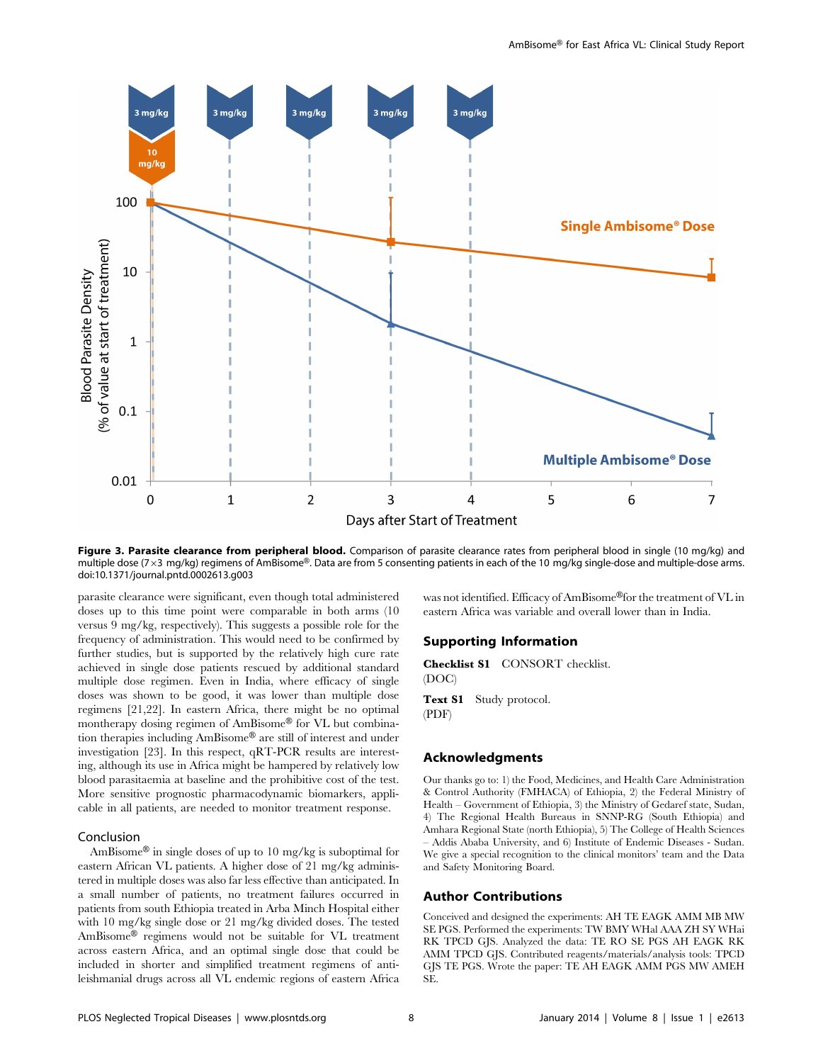**Figure 3. Parasite clearance from peripheral blood.** Comparison of parasite clearance rates from peripheral blood in single (10 mg/kg) and multiple dose (7×3 mg/kg) regimens of AmBisome®. Data are from 5 consenting patients in each of the 10 mg/kg single-dose and multiple-dose arms. doi:10.1371/journal.pntd.0002613.g003

parasite clearance were significant, even though total administered doses up to this time point were comparable in both arms (10 versus 9 mg/kg, respectively). This suggests a possible role for the frequency of administration. This would need to be confirmed by further studies, but is supported by the relatively high cure rate achieved in single dose patients rescued by additional standard multiple dose regimen. Even in India, where efficacy of single doses was shown to be good, it was lower than multiple dose regimens [21,22]. In eastern Africa, there might be no optimal montherapy dosing regimen of AmBisome® for VL but combination therapies including AmBisome® are still of interest and under investigation [23]. In this respect, qRT-PCR results are interesting, although its use in Africa might be hampered by relatively low blood parasitaemia at baseline and the prohibitive cost of the test. More sensitive prognostic pharmacodynamic biomarkers, applicable in all patients, are needed to monitor treatment response.

## Conclusion

AmBisome® in single doses of up to 10 mg/kg is suboptimal for eastern African VL patients. A higher dose of 21 mg/kg administered in multiple doses was also far less effective than anticipated. In a small number of patients, no treatment failures occurred in patients from south Ethiopia treated in Arba Minch Hospital either with 10 mg/kg single dose or 21 mg/kg divided doses. The tested AmBisome® regimens would not be suitable for VL treatment across eastern Africa, and an optimal single dose that could be included in shorter and simplified treatment regimens of anti-leishmanial drugs across all VL endemic regions of eastern Africa was not identified. Efficacy of AmBisome® for the treatment of VL in eastern Africa was variable and overall lower than in India.

## Supporting Information

**Checklist S1** CONSORT checklist.
(DOC)

**Text S1** Study protocol.
(PDF)

## Acknowledgments

Our thanks go to: 1) the Food, Medicines, and Health Care Administration & Control Authority (FMHACA) of Ethiopia, 2) the Federal Ministry of Health – Government of Ethiopia, 3) the Ministry of Gedaref state, Sudan, 4) The Regional Health Bureaus in SNNP-RG (South Ethiopia) and Amhara Regional State (north Ethiopia), 5) The College of Health Sciences – Addis Ababa University, and 6) Institute of Endemic Diseases - Sudan. We give a special recognition to the clinical monitors' team and the Data and Safety Monitoring Board.

## Author Contributions

Conceived and designed the experiments: AH TE EAGK AMM MB MW SE PGS. Performed the experiments: TW BMY WHal AAA ZH SY WHai RK TPCD GJS. Analyzed the data: TE RO SE PGS AH EAGK RK AMM TPCD GJS. Contributed reagents/materials/analysis tools: TPCD GJS TE PGS. Wrote the paper: TE AH EAGK AMM PGS MW AMEH SE.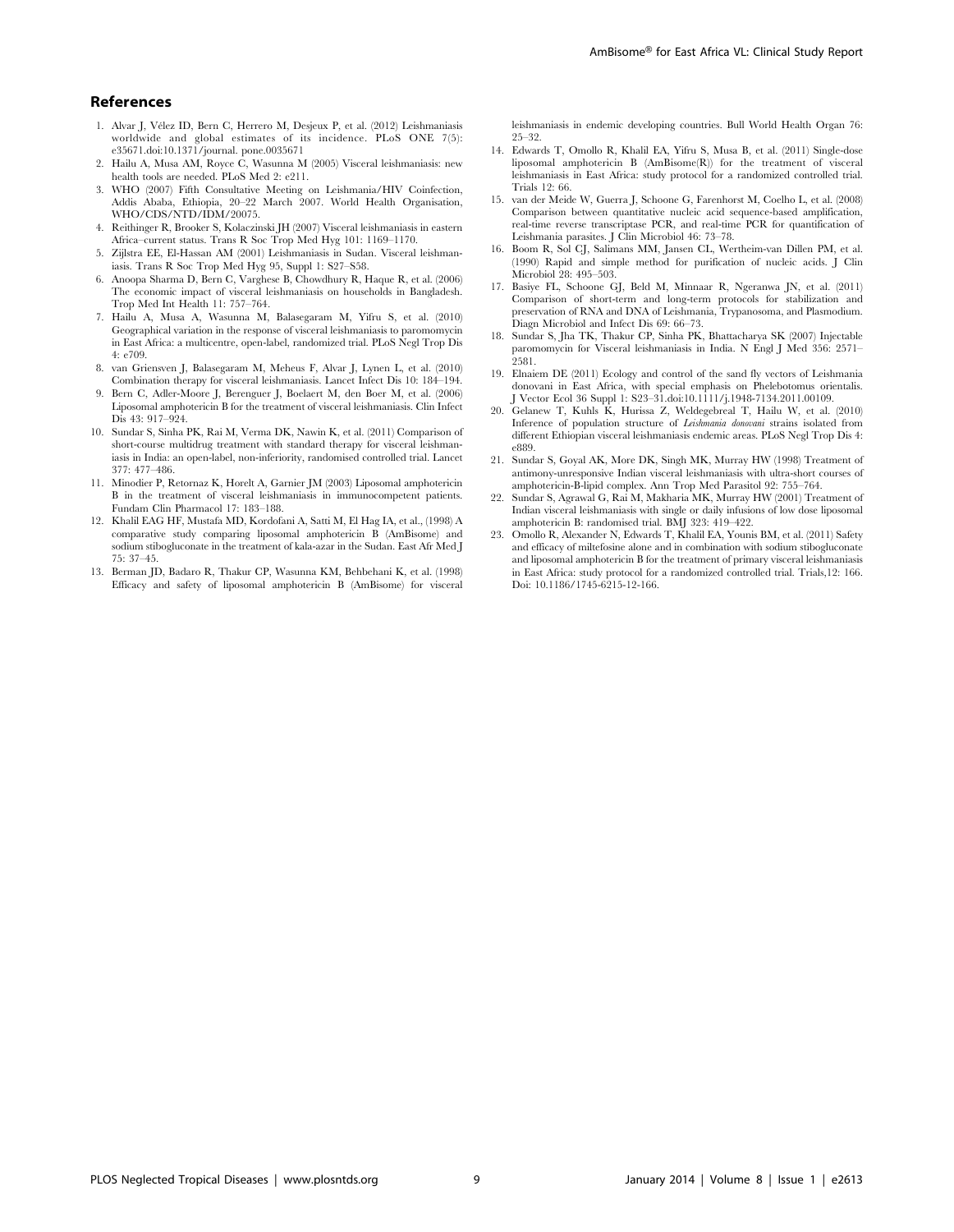## References

1. Alvar J, Vélez ID, Bern C, Herrero M, Desjeux P, et al. (2012) Leishmaniasis worldwide and global estimates of its incidence. PLoS ONE 7(5): e35671.doi:10.1371/journal. pone.0035671
2. Hailu A, Musa AM, Royce C, Wasunna M (2005) Visceral leishmaniasis: new health tools are needed. PLoS Med 2: e211.
3. WHO (2007) Fifth Consultative Meeting on Leishmania/HIV Coinfection, Addis Ababa, Ethiopia, 20–22 March 2007. World Health Organisation, WHO/CDS/NTD/IDM/20075.
4. Reithinger R, Brooker S, Kolaczinski JH (2007) Visceral leishmaniasis in eastern Africa–current status. Trans R Soc Trop Med Hyg 101: 1169–1170.
5. Zijlstra EE, El-Hassan AM (2001) Leishmaniasis in Sudan. Visceral leishmaniasis. Trans R Soc Trop Med Hyg 95, Suppl 1: S27–S58.
6. Anoopa Sharma D, Bern C, Varghese B, Chowdhury R, Haque R, et al. (2006) The economic impact of visceral leishmaniasis on households in Bangladesh. Trop Med Int Health 11: 757–764.
7. Hailu A, Musa A, Wasunna M, Balasegaram M, Yifru S, et al. (2010) Geographical variation in the response of visceral leishmaniasis to paromomycin in East Africa: a multicentre, open-label, randomized trial. PLoS Negl Trop Dis 4: e709.
8. van Griensven J, Balasegaram M, Meheus F, Alvar J, Lynen L, et al. (2010) Combination therapy for visceral leishmaniasis. Lancet Infect Dis 10: 184–194.
9. Bern C, Adler-Moore J, Berenguer J, Boelaert M, den Boer M, et al. (2006) Liposomal amphotericin B for the treatment of visceral leishmaniasis. Clin Infect Dis 43: 917–924.
10. Sundar S, Sinha PK, Rai M, Verma DK, Nawin K, et al. (2011) Comparison of short-course multidrug treatment with standard therapy for visceral leishmaniasis in India: an open-label, non-inferiority, randomised controlled trial. Lancet 377: 477–486.
11. Minodier P, Retornaz K, Horelt A, Garnier JM (2003) Liposomal amphotericin B in the treatment of visceral leishmaniasis in immunocompetent patients. Fundam Clin Pharmacol 17: 183–188.
12. Khalil EAG HF, Mustafa MD, Kordofani A, Satti M, El Hag IA, et al., (1998) A comparative study comparing liposomal amphotericin B (AmBisome) and sodium stibogluconate in the treatment of kala-azar in the Sudan. East Afr Med J 75: 37–45.
13. Berman JD, Badaro R, Thakur CP, Wasunna KM, Behbehani K, et al. (1998) Efficacy and safety of liposomal amphotericin B (AmBisome) for visceral leishmaniasis in endemic developing countries. Bull World Health Organ 76: 25–32.
14. Edwards T, Omollo R, Khalil EA, Yifru S, Musa B, et al. (2011) Single-dose liposomal amphotericin B (AmBisome(R)) for the treatment of visceral leishmaniasis in East Africa: study protocol for a randomized controlled trial. Trials 12: 66.
15. van der Meide W, Guerra J, Schoone G, Farenhorst M, Coelho L, et al. (2008) Comparison between quantitative nucleic acid sequence-based amplification, real-time reverse transcriptase PCR, and real-time PCR for quantification of Leishmania parasites. J Clin Microbiol 46: 73–78.
16. Boom R, Sol CJ, Salimans MM, Jansen CL, Wertheim-van Dillen PM, et al. (1990) Rapid and simple method for purification of nucleic acids. J Clin Microbiol 28: 495–503.
17. Basiye FL, Schoone GJ, Beld M, Minnaar R, Ngeranwa JN, et al. (2011) Comparison of short-term and long-term protocols for stabilization and preservation of RNA and DNA of Leishmania, Trypanosoma, and Plasmodium. Diagn Microbiol and Infect Dis 69: 66–73.
18. Sundar S, Jha TK, Thakur CP, Sinha PK, Bhattacharya SK (2007) Injectable paromomycin for Visceral leishmaniasis in India. N Engl J Med 356: 2571–2581.
19. Elnaiem DE (2011) Ecology and control of the sand fly vectors of Leishmania donovani in East Africa, with special emphasis on Phelebotomus orientalis. J Vector Ecol 36 Suppl 1: S23–31.doi:10.1111/j.1948-7134.2011.00109.
20. Gelanew T, Kuhls K, Hurissa Z, Weldegebreal T, Hailu W, et al. (2010) Inference of population structure of *Leishmania donovani* strains isolated from different Ethiopian visceral leishmaniasis endemic areas. PLoS Negl Trop Dis 4: e889.
21. Sundar S, Goyal AK, More DK, Singh MK, Murray HW (1998) Treatment of antimony-unresponsive Indian visceral leishmaniasis with ultra-short courses of amphotericin-B-lipid complex. Ann Trop Med Parasitol 92: 755–764.
22. Sundar S, Agrawal G, Rai M, Makharia MK, Murray HW (2001) Treatment of Indian visceral leishmaniasis with single or daily infusions of low dose liposomal amphotericin B: randomised trial. BMJ 323: 419–422.
23. Omollo R, Alexander N, Edwards T, Khalil EA, Younis BM, et al. (2011) Safety and efficacy of miltefosine alone and in combination with sodium stibogluconate and liposomal amphotericin B for the treatment of primary visceral leishmaniasis in East Africa: study protocol for a randomized controlled trial. Trials,12: 166. Doi: 10.1186/1745-6215-12-166.